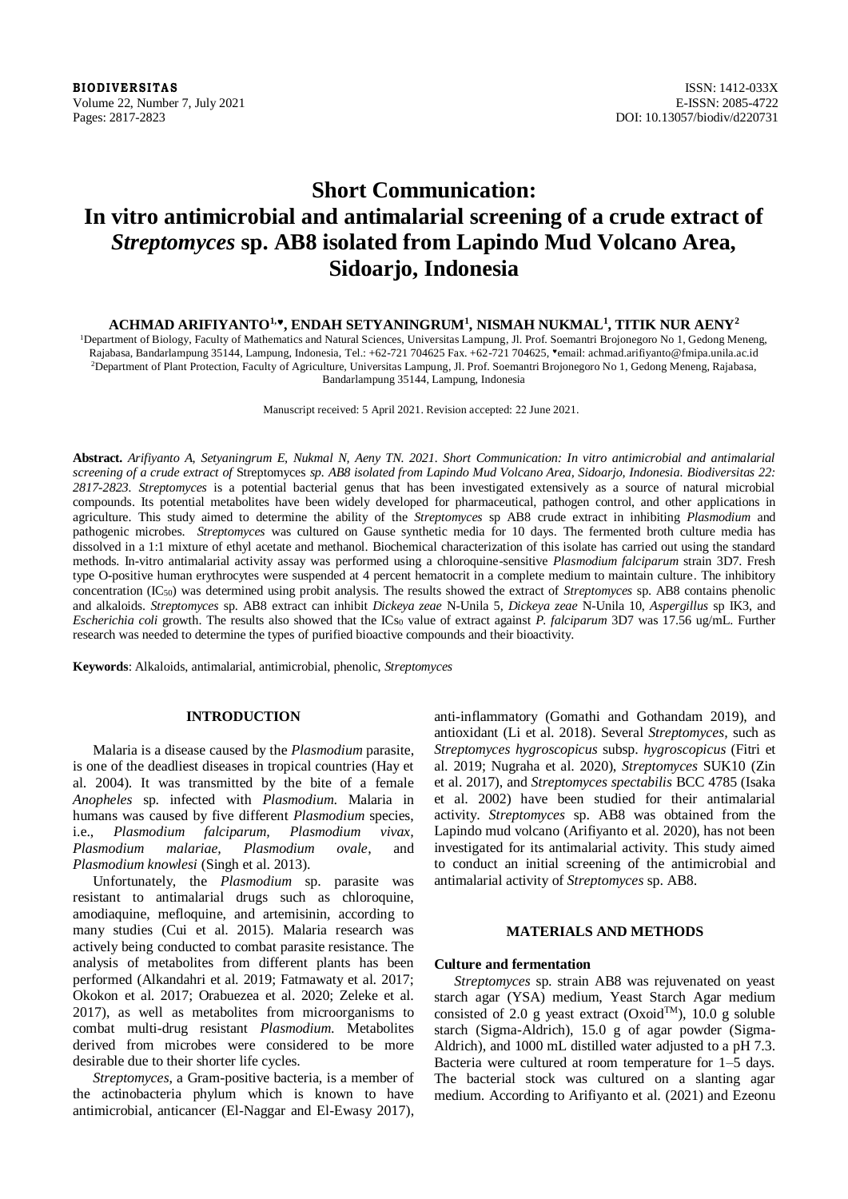# Short Communication: In vitro antimicrobial and antimalarial screening of a crude extract of *Streptomyces* sp. AB8 isolated from Lapindo Mud Volcano Area, Sidoarjo, Indonesia

**ACHMAD ARIFIYANTO[1,♥], ENDAH SETYANINGRUM[1], NISMAH NUKMAL[1], TITIK NUR AENY[2]**

[1]Department of Biology, Faculty of Mathematics and Natural Sciences, Universitas Lampung, Jl. Prof. Soemantri Brojonegoro No 1, Gedong Meneng, Rajabasa, Bandarlampung 35144, Lampung, Indonesia, Tel.: +62-721 704625 Fax. +62-721 704625, ♥email: achmad.arifiyanto@fmipa.unila.ac.id
[2]Department of Plant Protection, Faculty of Agriculture, Universitas Lampung, Jl. Prof. Soemantri Brojonegoro No 1, Gedong Meneng, Rajabasa, Bandarlampung 35144, Lampung, Indonesia

Manuscript received: 5 April 2021. Revision accepted: 22 June 2021.

**Abstract.** *Arifiyanto A, Setyaningrum E, Nukmal N, Aeny TN. 2021. Short Communication: In vitro antimicrobial and antimalarial screening of a crude extract of* Streptomyces *sp. AB8 isolated from Lapindo Mud Volcano Area, Sidoarjo, Indonesia. Biodiversitas 22: 2817-2823.* *Streptomyces* is a potential bacterial genus that has been investigated extensively as a source of natural microbial compounds. Its potential metabolites have been widely developed for pharmaceutical, pathogen control, and other applications in agriculture. This study aimed to determine the ability of the *Streptomyces* sp AB8 crude extract in inhibiting *Plasmodium* and pathogenic microbes. *Streptomyces* was cultured on Gause synthetic media for 10 days. The fermented broth culture media has dissolved in a 1:1 mixture of ethyl acetate and methanol. Biochemical characterization of this isolate has carried out using the standard methods. In-vitro antimalarial activity assay was performed using a chloroquine-sensitive *Plasmodium falciparum* strain 3D7. Fresh type O-positive human erythrocytes were suspended at 4 percent hematocrit in a complete medium to maintain culture. The inhibitory concentration ($IC_{50}$) was determined using probit analysis. The results showed the extract of *Streptomyces* sp. AB8 contains phenolic and alkaloids. *Streptomyces* sp. AB8 extract can inhibit *Dickeya zeae* N-Unila 5, *Dickeya zeae* N-Unila 10, *Aspergillus* sp IK3, and *Escherichia coli* growth. The results also showed that the $IC_{50}$ value of extract against *P. falciparum* 3D7 was 17.56 ug/mL. Further research was needed to determine the types of purified bioactive compounds and their bioactivity.

**Keywords**: Alkaloids, antimalarial, antimicrobial, phenolic, *Streptomyces*

## INTRODUCTION

Malaria is a disease caused by the *Plasmodium* parasite, is one of the deadliest diseases in tropical countries (Hay et al. 2004). It was transmitted by the bite of a female *Anopheles* sp. infected with *Plasmodium*. Malaria in humans was caused by five different *Plasmodium* species, i.e., *Plasmodium falciparum*, *Plasmodium vivax*, *Plasmodium malariae*, *Plasmodium ovale*, and *Plasmodium knowlesi* (Singh et al. 2013).

Unfortunately, the *Plasmodium* sp. parasite was resistant to antimalarial drugs such as chloroquine, amodiaquine, mefloquine, and artemisinin, according to many studies (Cui et al. 2015). Malaria research was actively being conducted to combat parasite resistance. The analysis of metabolites from different plants has been performed (Alkandahri et al. 2019; Fatmawaty et al. 2017; Okokon et al. 2017; Orabuezea et al. 2020; Zeleke et al. 2017), as well as metabolites from microorganisms to combat multi-drug resistant *Plasmodium*. Metabolites derived from microbes were considered to be more desirable due to their shorter life cycles.

*Streptomyces*, a Gram-positive bacteria, is a member of the actinobacteria phylum which is known to have antimicrobial, anticancer (El-Naggar and El-Ewasy 2017), anti-inflammatory (Gomathi and Gothandam 2019), and antioxidant (Li et al. 2018). Several *Streptomyces*, such as *Streptomyces hygroscopicus* subsp. *hygroscopicus* (Fitri et al. 2019; Nugraha et al. 2020), *Streptomyces* SUK10 (Zin et al. 2017), and *Streptomyces spectabilis* BCC 4785 (Isaka et al. 2002) have been studied for their antimalarial activity. *Streptomyces* sp. AB8 was obtained from the Lapindo mud volcano (Arifiyanto et al. 2020), has not been investigated for its antimalarial activity. This study aimed to conduct an initial screening of the antimicrobial and antimalarial activity of *Streptomyces* sp. AB8.

## MATERIALS AND METHODS

### Culture and fermentation

*Streptomyces* sp. strain AB8 was rejuvenated on yeast starch agar (YSA) medium, Yeast Starch Agar medium consisted of 2.0 g yeast extract (Oxoid™), 10.0 g soluble starch (Sigma-Aldrich), 15.0 g of agar powder (Sigma-Aldrich), and 1000 mL distilled water adjusted to a pH 7.3. Bacteria were cultured at room temperature for 1–5 days. The bacterial stock was cultured on a slanting agar medium. According to Arifiyanto et al. (2021) and Ezeonu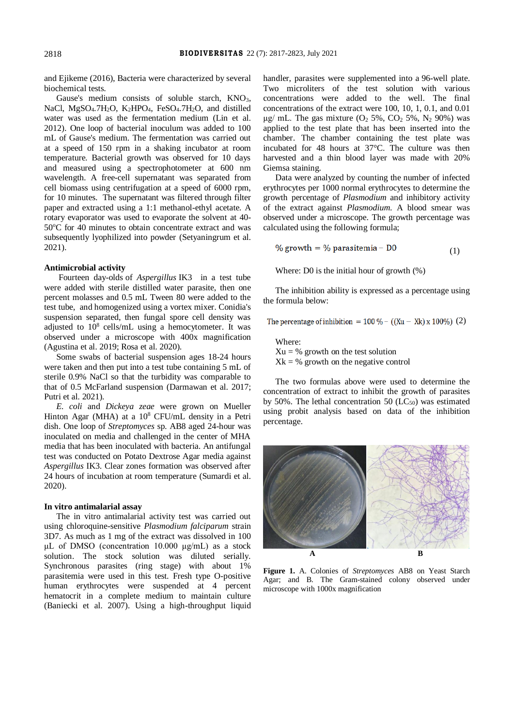and Ejikeme (2016), Bacteria were characterized by several biochemical tests.

Gause's medium consists of soluble starch, $KNO_3$, NaCl, $MgSO_4.7H_2O$, $K_2HPO_4$, $FeSO_4.7H_2O$, and distilled water was used as the fermentation medium (Lin et al. 2012). One loop of bacterial inoculum was added to 100 mL of Gause's medium. The fermentation was carried out at a speed of 150 rpm in a shaking incubator at room temperature. Bacterial growth was observed for 10 days and measured using a spectrophotometer at 600 nm wavelength. A free-cell supernatant was separated from cell biomass using centrifugation at a speed of 6000 rpm, for 10 minutes. The supernatant was filtered through filter paper and extracted using a 1:1 methanol-ethyl acetate. A rotary evaporator was used to evaporate the solvent at 40-50°C for 40 minutes to obtain concentrate extract and was subsequently lyophilized into powder (Setyaningrum et al. 2021).

## Antimicrobial activity

Fourteen day-olds of *Aspergillus* IK3 in a test tube were added with sterile distilled water parasite, then one percent molasses and 0.5 mL Tween 80 were added to the test tube, and homogenized using a vortex mixer. Conidia's suspension separated, then fungal spore cell density was adjusted to $10^8$ cells/mL using a hemocytometer. It was observed under a microscope with 400x magnification (Agustina et al. 2019; Rosa et al. 2020).

Some swabs of bacterial suspension ages 18-24 hours were taken and then put into a test tube containing 5 mL of sterile 0.9% NaCl so that the turbidity was comparable to that of 0.5 McFarland suspension (Darmawan et al. 2017; Putri et al. 2021).

*E. coli* and *Dickeya zeae* were grown on Mueller Hinton Agar (MHA) at a $10^8$ CFU/mL density in a Petri dish. One loop of *Streptomyces* sp. AB8 aged 24-hour was inoculated on media and challenged in the center of MHA media that has been inoculated with bacteria. An antifungal test was conducted on Potato Dextrose Agar media against *Aspergillus* IK3. Clear zones formation was observed after 24 hours of incubation at room temperature (Sumardi et al. 2020).

## In vitro antimalarial assay

The in vitro antimalarial activity test was carried out using chloroquine-sensitive *Plasmodium falciparum* strain 3D7. As much as 1 mg of the extract was dissolved in 100 µL of DMSO (concentration 10.000 µg/mL) as a stock solution. The stock solution was diluted serially. Synchronous parasites (ring stage) with about 1% parasitemia were used in this test. Fresh type O-positive human erythrocytes were suspended at 4 percent hematocrit in a complete medium to maintain culture (Baniecki et al. 2007). Using a high-throughput liquid handler, parasites were supplemented into a 96-well plate. Two microliters of the test solution with various concentrations were added to the well. The final concentrations of the extract were 100, 10, 1, 0.1, and 0.01 µg/ mL. The gas mixture ($O_2$ 5%, $CO_2$ 5%, $N_2$ 90%) was applied to the test plate that has been inserted into the chamber. The chamber containing the test plate was incubated for 48 hours at 37°C. The culture was then harvested and a thin blood layer was made with 20% Giemsa staining.

Data were analyzed by counting the number of infected erythrocytes per 1000 normal erythrocytes to determine the growth percentage of *Plasmodium* and inhibitory activity of the extract against *Plasmodium*. A blood smear was observed under a microscope. The growth percentage was calculated using the following formula;

$$\%\ \text{growth} = \%\ \text{parasitemia} - \text{D0} \quad (1)$$

Where: D0 is the initial hour of growth (%)

The inhibition ability is expressed as a percentage using the formula below:

$$\text{The percentage of inhibition} = 100\,\% - ((\text{Xu} - \text{Xk}) \times 100\%) \quad (2)$$

Where:
Xu = % growth on the test solution
Xk = % growth on the negative control

The two formulas above were used to determine the concentration of extract to inhibit the growth of parasites by 50%. The lethal concentration 50 ($LC_{50}$) was estimated using probit analysis based on data of the inhibition percentage.

**Figure 1.** A. Colonies of *Streptomyces* AB8 on Yeast Starch Agar; and B. The Gram-stained colony observed under microscope with 1000x magnification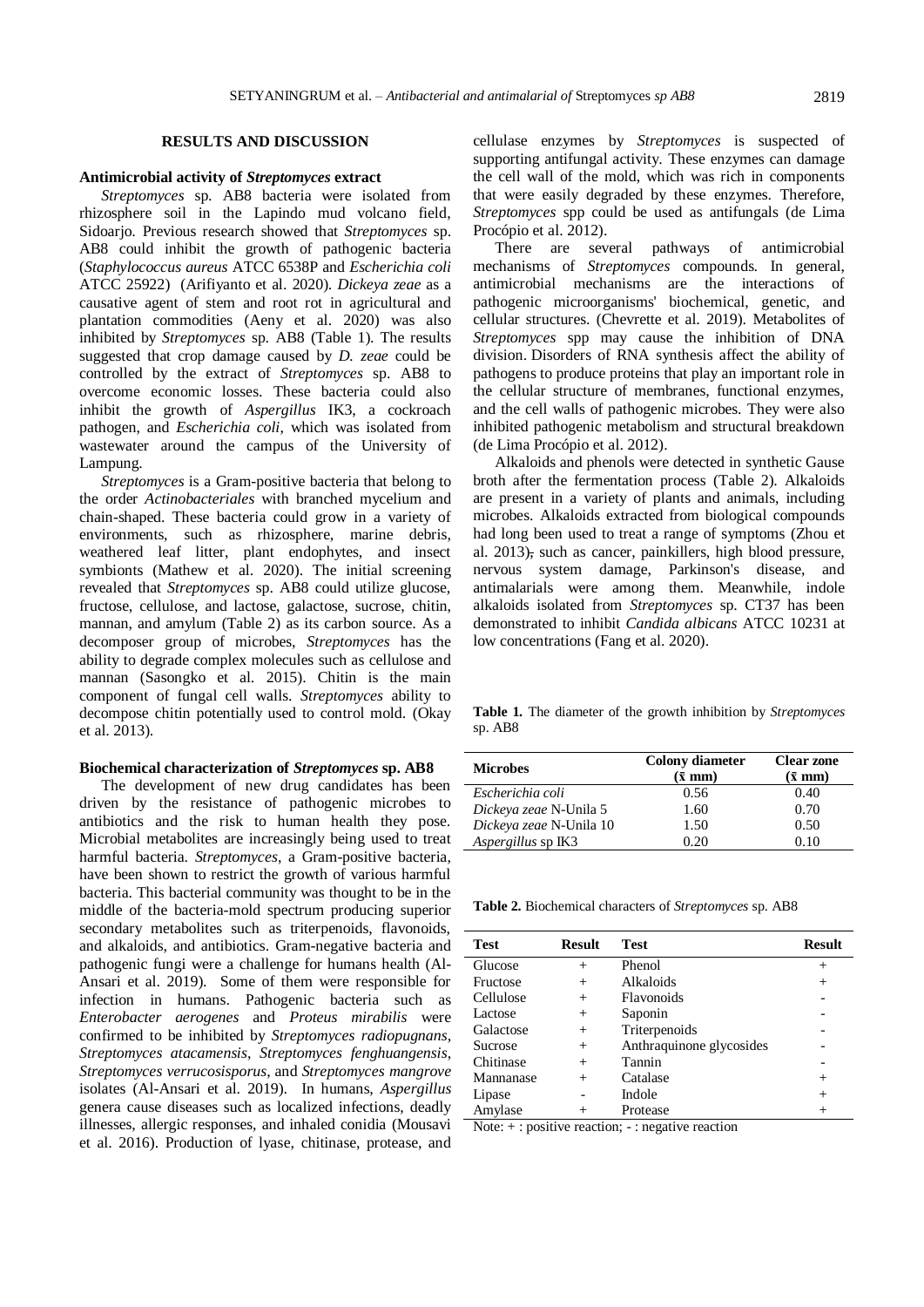## RESULTS AND DISCUSSION

### Antimicrobial activity of *Streptomyces* extract

*Streptomyces* sp. AB8 bacteria were isolated from rhizosphere soil in the Lapindo mud volcano field, Sidoarjo. Previous research showed that *Streptomyces* sp. AB8 could inhibit the growth of pathogenic bacteria (*Staphylococcus aureus* ATCC 6538P and *Escherichia coli* ATCC 25922) (Arifiyanto et al. 2020). *Dickeya zeae* as a causative agent of stem and root rot in agricultural and plantation commodities (Aeny et al. 2020) was also inhibited by *Streptomyces* sp. AB8 (Table 1). The results suggested that crop damage caused by *D. zeae* could be controlled by the extract of *Streptomyces* sp. AB8 to overcome economic losses. These bacteria could also inhibit the growth of *Aspergillus* IK3, a cockroach pathogen, and *Escherichia coli*, which was isolated from wastewater around the campus of the University of Lampung.

*Streptomyces* is a Gram-positive bacteria that belong to the order *Actinobacteriales* with branched mycelium and chain-shaped. These bacteria could grow in a variety of environments, such as rhizosphere, marine debris, weathered leaf litter, plant endophytes, and insect symbionts (Mathew et al. 2020). The initial screening revealed that *Streptomyces* sp. AB8 could utilize glucose, fructose, cellulose, and lactose, galactose, sucrose, chitin, mannan, and amylum (Table 2) as its carbon source. As a decomposer group of microbes, *Streptomyces* has the ability to degrade complex molecules such as cellulose and mannan (Sasongko et al. 2015). Chitin is the main component of fungal cell walls. *Streptomyces* ability to decompose chitin potentially used to control mold. (Okay et al. 2013).

### Biochemical characterization of *Streptomyces* sp. AB8

The development of new drug candidates has been driven by the resistance of pathogenic microbes to antibiotics and the risk to human health they pose. Microbial metabolites are increasingly being used to treat harmful bacteria. *Streptomyces*, a Gram-positive bacteria, have been shown to restrict the growth of various harmful bacteria. This bacterial community was thought to be in the middle of the bacteria-mold spectrum producing superior secondary metabolites such as triterpenoids, flavonoids, and alkaloids, and antibiotics. Gram-negative bacteria and pathogenic fungi were a challenge for humans health (Al-Ansari et al. 2019). Some of them were responsible for infection in humans. Pathogenic bacteria such as *Enterobacter aerogenes* and *Proteus mirabilis* were confirmed to be inhibited by *Streptomyces radiopugnans*, *Streptomyces atacamensis*, *Streptomyces fenghuangensis*, *Streptomyces verrucosisporus*, and *Streptomyces mangrove* isolates (Al-Ansari et al. 2019). In humans, *Aspergillus* genera cause diseases such as localized infections, deadly illnesses, allergic responses, and inhaled conidia (Mousavi et al. 2016). Production of lyase, chitinase, protease, and cellulase enzymes by *Streptomyces* is suspected of supporting antifungal activity. These enzymes can damage the cell wall of the mold, which was rich in components that were easily degraded by these enzymes. Therefore, *Streptomyces* spp could be used as antifungals (de Lima Procópio et al. 2012).

There are several pathways of antimicrobial mechanisms of *Streptomyces* compounds. In general, antimicrobial mechanisms are the interactions of pathogenic microorganisms' biochemical, genetic, and cellular structures. (Chevrette et al. 2019). Metabolites of *Streptomyces* spp may cause the inhibition of DNA division. Disorders of RNA synthesis affect the ability of pathogens to produce proteins that play an important role in the cellular structure of membranes, functional enzymes, and the cell walls of pathogenic microbes. They were also inhibited pathogenic metabolism and structural breakdown (de Lima Procópio et al. 2012).

Alkaloids and phenols were detected in synthetic Gause broth after the fermentation process (Table 2). Alkaloids are present in a variety of plants and animals, including microbes. Alkaloids extracted from biological compounds had long been used to treat a range of symptoms (Zhou et al. 2013), such as cancer, painkillers, high blood pressure, nervous system damage, Parkinson's disease, and antimalarials were among them. Meanwhile, indole alkaloids isolated from *Streptomyces* sp. CT37 has been demonstrated to inhibit *Candida albicans* ATCC 10231 at low concentrations (Fang et al. 2020).

**Table 1.** The diameter of the growth inhibition by *Streptomyces* sp. AB8

| Microbes | Colony diameter ($\bar{x}$ mm) | Clear zone ($\bar{x}$ mm) |
|---|---|---|
| *Escherichia coli* | 0.56 | 0.40 |
| *Dickeya zeae* N-Unila 5 | 1.60 | 0.70 |
| *Dickeya zeae* N-Unila 10 | 1.50 | 0.50 |
| *Aspergillus* sp IK3 | 0.20 | 0.10 |

**Table 2.** Biochemical characters of *Streptomyces* sp. AB8

| Test | Result | Test | Result |
|---|---|---|---|
| Glucose | + | Phenol | + |
| Fructose | + | Alkaloids | + |
| Cellulose | + | Flavonoids | - |
| Lactose | + | Saponin | - |
| Galactose | + | Triterpenoids | - |
| Sucrose | + | Anthraquinone glycosides | - |
| Chitinase | + | Tannin | - |
| Mannanase | + | Catalase | + |
| Lipase | - | Indole | + |
| Amylase | + | Protease | + |

Note: + : positive reaction; - : negative reaction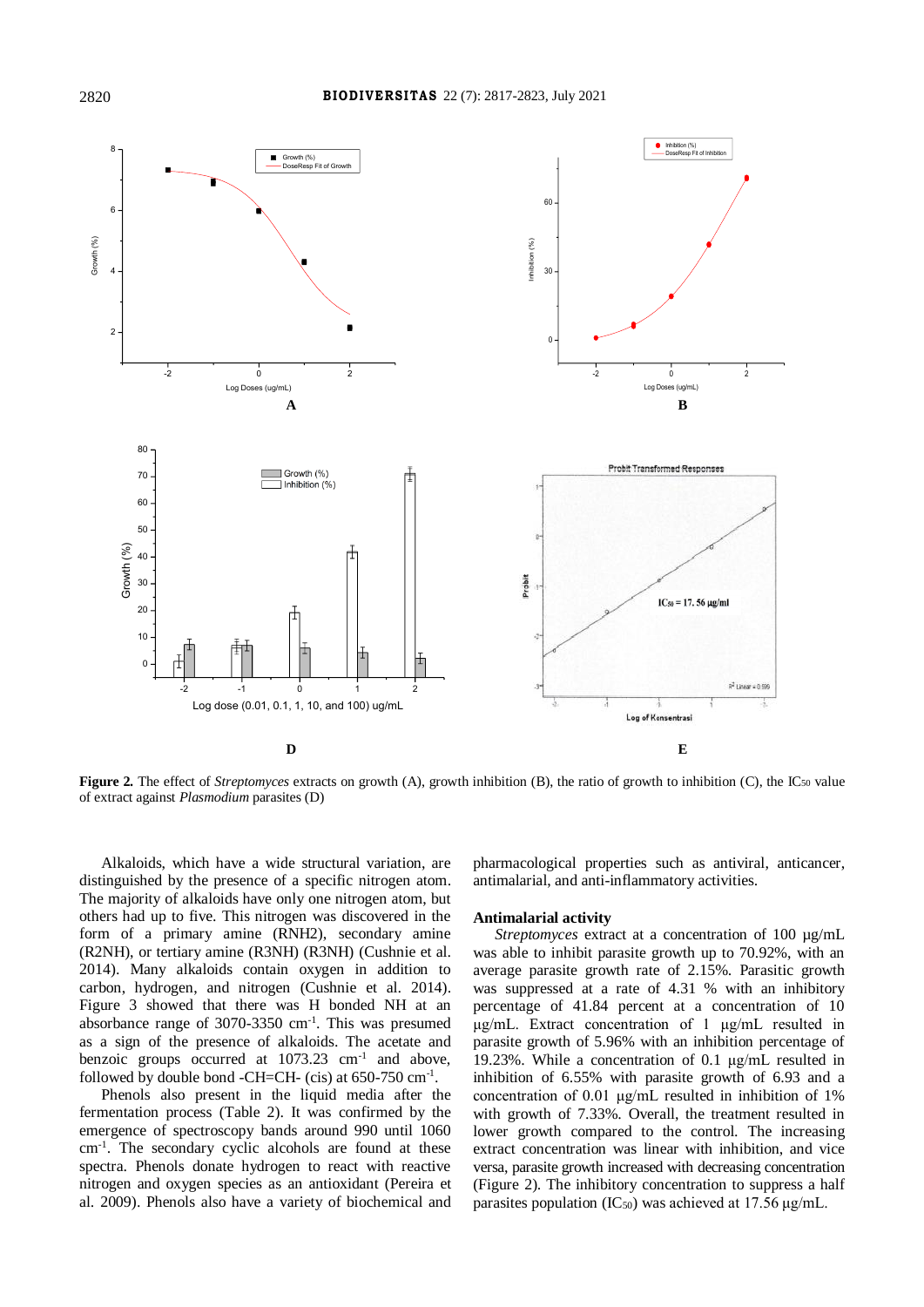**Figure 2.** The effect of *Streptomyces* extracts on growth (A), growth inhibition (B), the ratio of growth to inhibition (C), the $IC_{50}$ value of extract against *Plasmodium* parasites (D)

Alkaloids, which have a wide structural variation, are distinguished by the presence of a specific nitrogen atom. The majority of alkaloids have only one nitrogen atom, but others had up to five. This nitrogen was discovered in the form of a primary amine (RNH2), secondary amine (R2NH), or tertiary amine (R3NH) (R3NH) (Cushnie et al. 2014). Many alkaloids contain oxygen in addition to carbon, hydrogen, and nitrogen (Cushnie et al. 2014). Figure 3 showed that there was H bonded NH at an absorbance range of 3070-3350 $cm^{-1}$. This was presumed as a sign of the presence of alkaloids. The acetate and benzoic groups occurred at 1073.23 $cm^{-1}$ and above, followed by double bond -CH=CH- (cis) at 650-750 $cm^{-1}$.

Phenols also present in the liquid media after the fermentation process (Table 2). It was confirmed by the emergence of spectroscopy bands around 990 until 1060 $cm^{-1}$. The secondary cyclic alcohols are found at these spectra. Phenols donate hydrogen to react with reactive nitrogen and oxygen species as an antioxidant (Pereira et al. 2009). Phenols also have a variety of biochemical and pharmacological properties such as antiviral, anticancer, antimalarial, and anti-inflammatory activities.

## Antimalarial activity

*Streptomyces* extract at a concentration of 100 µg/mL was able to inhibit parasite growth up to 70.92%, with an average parasite growth rate of 2.15%. Parasitic growth was suppressed at a rate of 4.31 % with an inhibitory percentage of 41.84 percent at a concentration of 10 µg/mL. Extract concentration of 1 µg/mL resulted in parasite growth of 5.96% with an inhibition percentage of 19.23%. While a concentration of 0.1 µg/mL resulted in inhibition of 6.55% with parasite growth of 6.93 and a concentration of 0.01 µg/mL resulted in inhibition of 1% with growth of 7.33%. Overall, the treatment resulted in lower growth compared to the control. The increasing extract concentration was linear with inhibition, and vice versa, parasite growth increased with decreasing concentration (Figure 2). The inhibitory concentration to suppress a half parasites population ($IC_{50}$) was achieved at 17.56 µg/mL.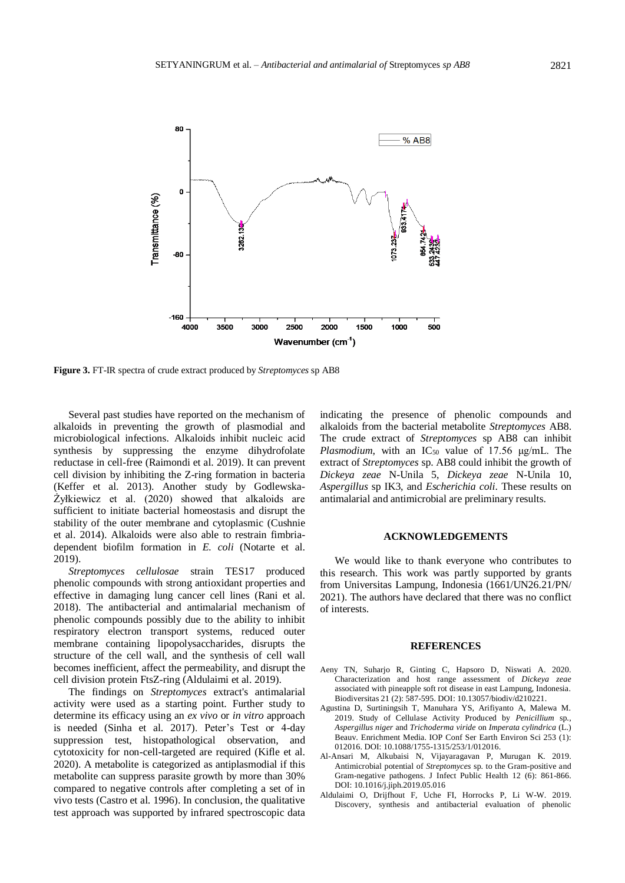**Figure 3.** FT-IR spectra of crude extract produced by *Streptomyces* sp AB8

Several past studies have reported on the mechanism of alkaloids in preventing the growth of plasmodial and microbiological infections. Alkaloids inhibit nucleic acid synthesis by suppressing the enzyme dihydrofolate reductase in cell-free (Raimondi et al. 2019). It can prevent cell division by inhibiting the Z-ring formation in bacteria (Keffer et al. 2013). Another study by Godlewska-Żyłkiewicz et al. (2020) showed that alkaloids are sufficient to initiate bacterial homeostasis and disrupt the stability of the outer membrane and cytoplasmic (Cushnie et al. 2014). Alkaloids were also able to restrain fimbria-dependent biofilm formation in *E. coli* (Notarte et al. 2019).

*Streptomyces cellulosae* strain TES17 produced phenolic compounds with strong antioxidant properties and effective in damaging lung cancer cell lines (Rani et al. 2018). The antibacterial and antimalarial mechanism of phenolic compounds possibly due to the ability to inhibit respiratory electron transport systems, reduced outer membrane containing lipopolysaccharides, disrupts the structure of the cell wall, and the synthesis of cell wall becomes inefficient, affect the permeability, and disrupt the cell division protein FtsZ-ring (Aldulaimi et al. 2019).

The findings on *Streptomyces* extract's antimalarial activity were used as a starting point. Further study to determine its efficacy using an *ex vivo* or *in vitro* approach is needed (Sinha et al. 2017). Peter's Test or 4-day suppression test, histopathological observation, and cytotoxicity for non-cell-targeted are required (Kifle et al. 2020). A metabolite is categorized as antiplasmodial if this metabolite can suppress parasite growth by more than 30% compared to negative controls after completing a set of in vivo tests (Castro et al. 1996). In conclusion, the qualitative test approach was supported by infrared spectroscopic data indicating the presence of phenolic compounds and alkaloids from the bacterial metabolite *Streptomyces* AB8. The crude extract of *Streptomyces* sp AB8 can inhibit *Plasmodium*, with an $IC_{50}$ value of 17.56 μg/mL. The extract of *Streptomyces* sp. AB8 could inhibit the growth of *Dickeya zeae* N-Unila 5, *Dickeya zeae* N-Unila 10, *Aspergillus* sp IK3, and *Escherichia coli*. These results on antimalarial and antimicrobial are preliminary results.

## ACKNOWLEDGEMENTS

We would like to thank everyone who contributes to this research. This work was partly supported by grants from Universitas Lampung, Indonesia (1661/UN26.21/PN/ 2021). The authors have declared that there was no conflict of interests.

## REFERENCES

Aeny TN, Suharjo R, Ginting C, Hapsoro D, Niswati A. 2020. Characterization and host range assessment of *Dickeya zeae* associated with pineapple soft rot disease in east Lampung, Indonesia. Biodiversitas 21 (2): 587-595. DOI: 10.13057/biodiv/d210221.

Agustina D, Surtiningsih T, Manuhara YS, Arifiyanto A, Malewa M. 2019. Study of Cellulase Activity Produced by *Penicillium* sp., *Aspergillus niger* and *Trichoderma viride* on *Imperata cylindrica* (L.) Beauv. Enrichment Media. IOP Conf Ser Earth Environ Sci 253 (1): 012016. DOI: 10.1088/1755-1315/253/1/012016.

Al-Ansari M, Alkubaisi N, Vijayaragavan P, Murugan K. 2019. Antimicrobial potential of *Streptomyces* sp. to the Gram-positive and Gram-negative pathogens. J Infect Public Health 12 (6): 861-866. DOI: 10.1016/j.jiph.2019.05.016

Aldulaimi O, Drijfhout F, Uche FI, Horrocks P, Li W-W. 2019. Discovery, synthesis and antibacterial evaluation of phenolic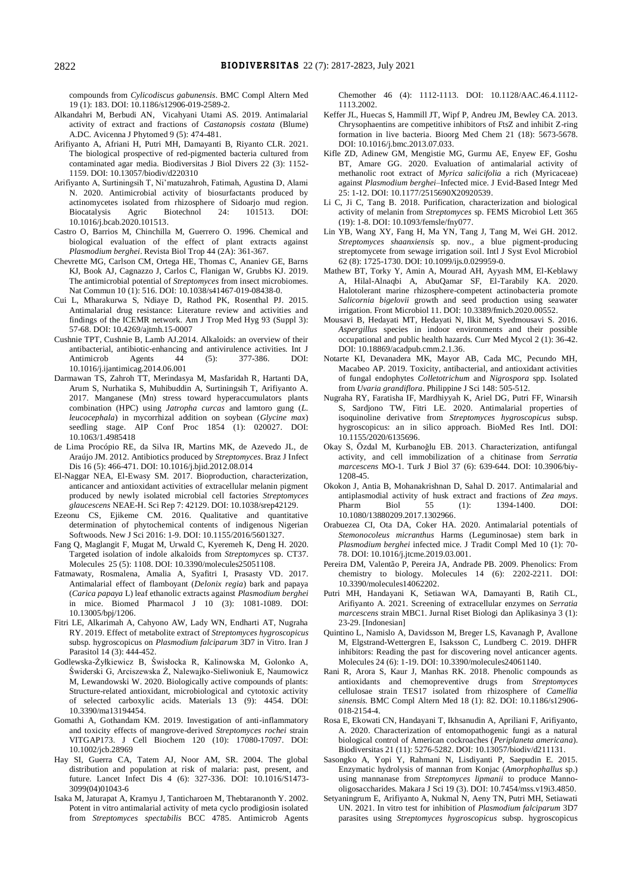compounds from *Cylicodiscus gabunensis*. BMC Compl Altern Med 19 (1): 183. DOI: 10.1186/s12906-019-2589-2.

Alkandahri M, Berbudi AN, Vicahyani Utami AS. 2019. Antimalarial activity of extract and fractions of *Castanopsis costata* (Blume) A.DC. Avicenna J Phytomed 9 (5): 474-481.

Arifiyanto A, Afriani H, Putri MH, Damayanti B, Riyanto CLR. 2021. The biological prospective of red-pigmented bacteria cultured from contaminated agar media. Biodiversitas J Biol Divers 22 (3): 1152-1159. DOI: 10.13057/biodiv/d220310

Arifiyanto A, Surtiningsih T, Ni'matuzahroh, Fatimah, Agustina D, Alami N. 2020. Antimicrobial activity of biosurfactants produced by actinomycetes isolated from rhizosphere of Sidoarjo mud region. Biocatalysis Agric Biotechnol 24: 101513. DOI: 10.1016/j.bcab.2020.101513.

Castro O, Barrios M, Chinchilla M, Guerrero O. 1996. Chemical and biological evaluation of the effect of plant extracts against *Plasmodium berghei*. Revista Biol Trop 44 (2A): 361-367.

Chevrette MG, Carlson CM, Ortega HE, Thomas C, Ananiev GE, Barns KJ, Book AJ, Cagnazzo J, Carlos C, Flanigan W, Grubbs KJ. 2019. The antimicrobial potential of *Streptomyces* from insect microbiomes. Nat Commun 10 (1): 516. DOI: 10.1038/s41467-019-08438-0.

Cui L, Mharakurwa S, Ndiaye D, Rathod PK, Rosenthal PJ. 2015. Antimalarial drug resistance: Literature review and activities and findings of the ICEMR network. Am J Trop Med Hyg 93 (Suppl 3): 57-68. DOI: 10.4269/ajtmh.15-0007

Cushnie TPT, Cushnie B, Lamb AJ.2014. Alkaloids: an overview of their antibacterial, antibiotic-enhancing and antivirulence activities. Int J Antimicrob Agents 44 (5): 377-386. DOI: 10.1016/j.ijantimicag.2014.06.001

Darmawan TS, Zahroh TT, Merindasya M, Masfaridah R, Hartanti DA, Arum S, Nurhatika S, Muhibuddin A, Surtiningsih T, Arifiyanto A. 2017. Manganese (Mn) stress toward hyperaccumulators plants combination (HPC) using *Jatropha curcas* and lamtoro gung (*L. leucocephala*) in mycorrhizal addition on soybean (*Glycine max*) seedling stage. AIP Conf Proc 1854 (1): 020027. DOI: 10.1063/1.4985418

de Lima Procópio RE, da Silva IR, Martins MK, de Azevedo JL, de Araújo JM. 2012. Antibiotics produced by *Streptomyces*. Braz J Infect Dis 16 (5): 466-471. DOI: 10.1016/j.bjid.2012.08.014

El-Naggar NEA, El-Ewasy SM. 2017. Bioproduction, characterization, anticancer and antioxidant activities of extracellular melanin pigment produced by newly isolated microbial cell factories *Streptomyces glaucescens* NEAE-H. Sci Rep 7: 42129. DOI: 10.1038/srep42129.

Ezeonu CS, Ejikeme CM. 2016. Qualitative and quantitative determination of phytochemical contents of indigenous Nigerian Softwoods. New J Sci 2016: 1-9. DOI: 10.1155/2016/5601327.

Fang Q, Maglangit F, Mugat M, Urwald C, Kyeremeh K, Deng H. 2020. Targeted isolation of indole alkaloids from *Streptomyces* sp. CT37. Molecules 25 (5): 1108. DOI: 10.3390/molecules25051108.

Fatmawaty, Rosmalena, Amalia A, Syafitri I, Prasasty VD. 2017. Antimalarial effect of flamboyant (*Delonix regia*) bark and papaya (*Carica papaya* L) leaf ethanolic extracts against *Plasmodium berghei* in mice. Biomed Pharmacol J 10 (3): 1081-1089. DOI: 10.13005/bpj/1206.

Fitri LE, Alkarimah A, Cahyono AW, Lady WN, Endharti AT, Nugraha RY. 2019. Effect of metabolite extract of *Streptomyces hygroscopicus* subsp. hygroscopicus on *Plasmodium falciparum* 3D7 in Vitro. Iran J Parasitol 14 (3): 444-452.

Godlewska-Żyłkiewicz B, Świsłocka R, Kalinowska M, Golonko A, Świderski G, Arciszewska Ż, Nalewajko-Sieliwoniuk E, Naumowicz M, Lewandowski W. 2020. Biologically active compounds of plants: Structure-related antioxidant, microbiological and cytotoxic activity of selected carboxylic acids. Materials 13 (9): 4454. DOI: 10.3390/ma13194454.

Gomathi A, Gothandam KM. 2019. Investigation of anti-inflammatory and toxicity effects of mangrove-derived *Streptomyces rochei* strain VITGAP173. J Cell Biochem 120 (10): 17080-17097. DOI: 10.1002/jcb.28969

Hay SI, Guerra CA, Tatem AJ, Noor AM, SR. 2004. The global distribution and population at risk of malaria: past, present, and future. Lancet Infect Dis 4 (6): 327-336. DOI: 10.1016/S1473-3099(04)01043-6

Isaka M, Jaturapat A, Kramyu J, Tanticharoen M, Thebtaranonth Y. 2002. Potent in vitro antimalarial activity of meta cyclo prodigiosin isolated from *Streptomyces spectabilis* BCC 4785. Antimicrob Agents Chemother 46 (4): 1112-1113. DOI: 10.1128/AAC.46.4.1112-1113.2002.

Keffer JL, Huecas S, Hammill JT, Wipf P, Andreu JM, Bewley CA. 2013. Chrysophaentins are competitive inhibitors of FtsZ and inhibit Z-ring formation in live bacteria. Bioorg Med Chem 21 (18): 5673-5678. DOI: 10.1016/j.bmc.2013.07.033.

Kifle ZD, Adinew GM, Mengistie MG, Gurmu AE, Enyew EF, Goshu BT, Amare GG. 2020. Evaluation of antimalarial activity of methanolic root extract of *Myrica salicifolia* a rich (Myricaceae) against *Plasmodium berghei*–Infected mice. J Evid-Based Integr Med 25: 1-12. DOI: 10.1177/2515690X20920539.

Li C, Ji C, Tang B. 2018. Purification, characterization and biological activity of melanin from *Streptomyces* sp. FEMS Microbiol Lett 365 (19): 1-8. DOI: 10.1093/femsle/fny077.

Lin YB, Wang XY, Fang H, Ma YN, Tang J, Tang M, Wei GH. 2012. *Streptomyces shaanxiensis* sp. nov., a blue pigment-producing streptomycete from sewage irrigation soil. Intl J Syst Evol Microbiol 62 (8): 1725-1730. DOI: 10.1099/ijs.0.029959-0.

Mathew BT, Torky Y, Amin A, Mourad AH, Ayyash MM, El-Keblawy A, Hilal-Alnaqbi A, AbuQamar SF, El-Tarabily KA. 2020. Halotolerant marine rhizosphere-competent actinobacteria promote *Salicornia bigelovii* growth and seed production using seawater irrigation. Front Microbiol 11. DOI: 10.3389/fmicb.2020.00552.

Mousavi B, Hedayati MT, Hedayati N, Ilkit M, Syedmousavi S. 2016. *Aspergillus* species in indoor environments and their possible occupational and public health hazards. Curr Med Mycol 2 (1): 36-42. DOI: 10.18869/acadpub.cmm.2.1.36.

Notarte KI, Devanadera MK, Mayor AB, Cada MC, Pecundo MH, Macabeo AP. 2019. Toxicity, antibacterial, and antioxidant activities of fungal endophytes *Colletotrichum* and *Nigrospora* spp. Isolated from *Uvaria grandiflora*. Philippine J Sci 148: 505-512.

Nugraha RY, Faratisha IF, Mardhiyyah K, Ariel DG, Putri FF, Winarsih S, Sardjono TW, Fitri LE. 2020. Antimalarial properties of isoquinoline derivative from *Streptomyces hygroscopicus* subsp. hygroscopicus: an in silico approach. BioMed Res Intl. DOI: 10.1155/2020/6135696.

Okay S, Özdal M, Kurbanoğlu EB. 2013. Characterization, antifungal activity, and cell immobilization of a chitinase from *Serratia marcescens* MO-1. Turk J Biol 37 (6): 639-644. DOI: 10.3906/biy-1208-45.

Okokon J, Antia B, Mohanakrishnan D, Sahal D. 2017. Antimalarial and antiplasmodial activity of husk extract and fractions of *Zea mays*. Pharm Biol 55 (1): 1394-1400. DOI: 10.1080/13880209.2017.1302966.

Orabuezea CI, Ota DA, Coker HA. 2020. Antimalarial potentials of *Stemonocoleus micranthus* Harms (Leguminosae) stem bark in *Plasmodium berghei* infected mice. J Tradit Compl Med 10 (1): 70-78. DOI: 10.1016/j.jtcme.2019.03.001.

Pereira DM, Valentão P, Pereira JA, Andrade PB. 2009. Phenolics: From chemistry to biology. Molecules 14 (6): 2202-2211. DOI: 10.3390/molecules14062202.

Putri MH, Handayani K, Setiawan WA, Damayanti B, Ratih CL, Arifiyanto A. 2021. Screening of extracellular enzymes on *Serratia marcescens* strain MBC1. Jurnal Riset Biologi dan Aplikasinya 3 (1): 23-29. [Indonesian]

Quintino L, Namislo A, Davidsson M, Breger LS, Kavanagh P, Avallone M, Elgstrand-Wettergren E, Isaksson C, Lundberg C. 2019. DHFR inhibitors: Reading the past for discovering novel anticancer agents. Molecules 24 (6): 1-19. DOI: 10.3390/molecules24061140.

Rani R, Arora S, Kaur J, Manhas RK. 2018. Phenolic compounds as antioxidants and chemopreventive drugs from *Streptomyces* cellulosae strain TES17 isolated from rhizosphere of *Camellia sinensis*. BMC Compl Altern Med 18 (1): 82. DOI: 10.1186/s12906-018-2154-4.

Rosa E, Ekowati CN, Handayani T, Ikhsanudin A, Apriliani F, Arifiyanto, A. 2020. Characterization of entomopathogenic fungi as a natural biological control of American cockroaches (*Periplaneta americana*). Biodiversitas 21 (11): 5276-5282. DOI: 10.13057/biodiv/d211131.

Sasongko A, Yopi Y, Rahmani N, Lisdiyanti P, Saepudin E. 2015. Enzymatic hydrolysis of mannan from Konjac (*Amorphophallus* sp.) using mannanase from *Streptomyces lipmanii* to produce Manno-oligosaccharides. Makara J Sci 19 (3). DOI: 10.7454/mss.v19i3.4850.

Setyaningrum E, Arifiyanto A, Nukmal N, Aeny TN, Putri MH, Setiawati UN. 2021. In vitro test for inhibition of *Plasmodium falciparum* 3D7 parasites using *Streptomyces hygroscopicus* subsp. hygroscopicus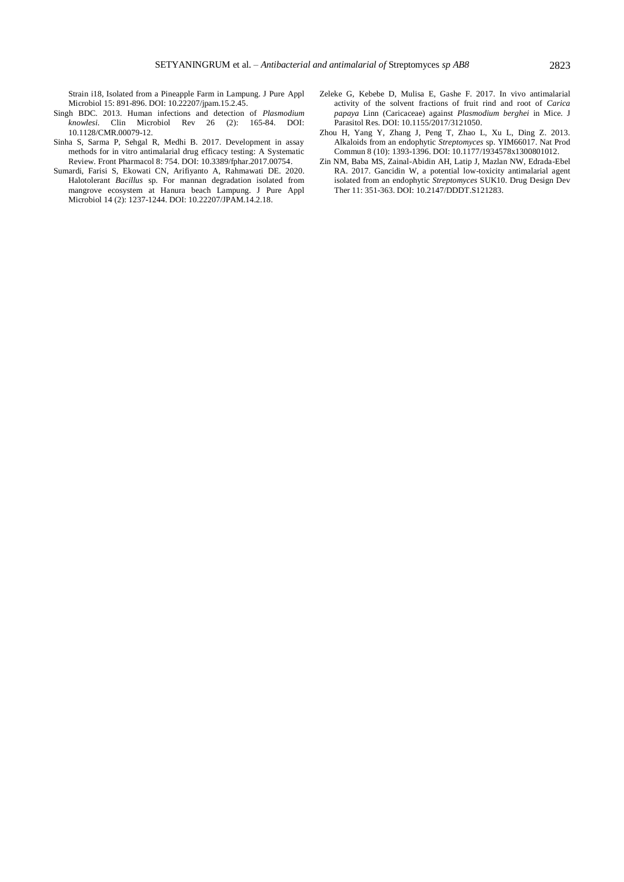Strain i18, Isolated from a Pineapple Farm in Lampung. J Pure Appl Microbiol 15: 891-896. DOI: 10.22207/jpam.15.2.45.

Singh BDC. 2013. Human infections and detection of *Plasmodium knowlesi*. Clin Microbiol Rev 26 (2): 165-84. DOI: 10.1128/CMR.00079-12.

Sinha S, Sarma P, Sehgal R, Medhi B. 2017. Development in assay methods for in vitro antimalarial drug efficacy testing: A Systematic Review. Front Pharmacol 8: 754. DOI: 10.3389/fphar.2017.00754.

Sumardi, Farisi S, Ekowati CN, Arifiyanto A, Rahmawati DE. 2020. Halotolerant *Bacillus* sp. For mannan degradation isolated from mangrove ecosystem at Hanura beach Lampung. J Pure Appl Microbiol 14 (2): 1237-1244. DOI: 10.22207/JPAM.14.2.18.

Zeleke G, Kebebe D, Mulisa E, Gashe F. 2017. In vivo antimalarial activity of the solvent fractions of fruit rind and root of *Carica papaya* Linn (Caricaceae) against *Plasmodium berghei* in Mice. J Parasitol Res. DOI: 10.1155/2017/3121050.

Zhou H, Yang Y, Zhang J, Peng T, Zhao L, Xu L, Ding Z. 2013. Alkaloids from an endophytic *Streptomyces* sp. YIM66017. Nat Prod Commun 8 (10): 1393-1396. DOI: 10.1177/1934578x1300801012.

Zin NM, Baba MS, Zainal-Abidin AH, Latip J, Mazlan NW, Edrada-Ebel RA. 2017. Gancidin W, a potential low-toxicity antimalarial agent isolated from an endophytic *Streptomyces* SUK10. Drug Design Dev Ther 11: 351-363. DOI: 10.2147/DDDT.S121283.